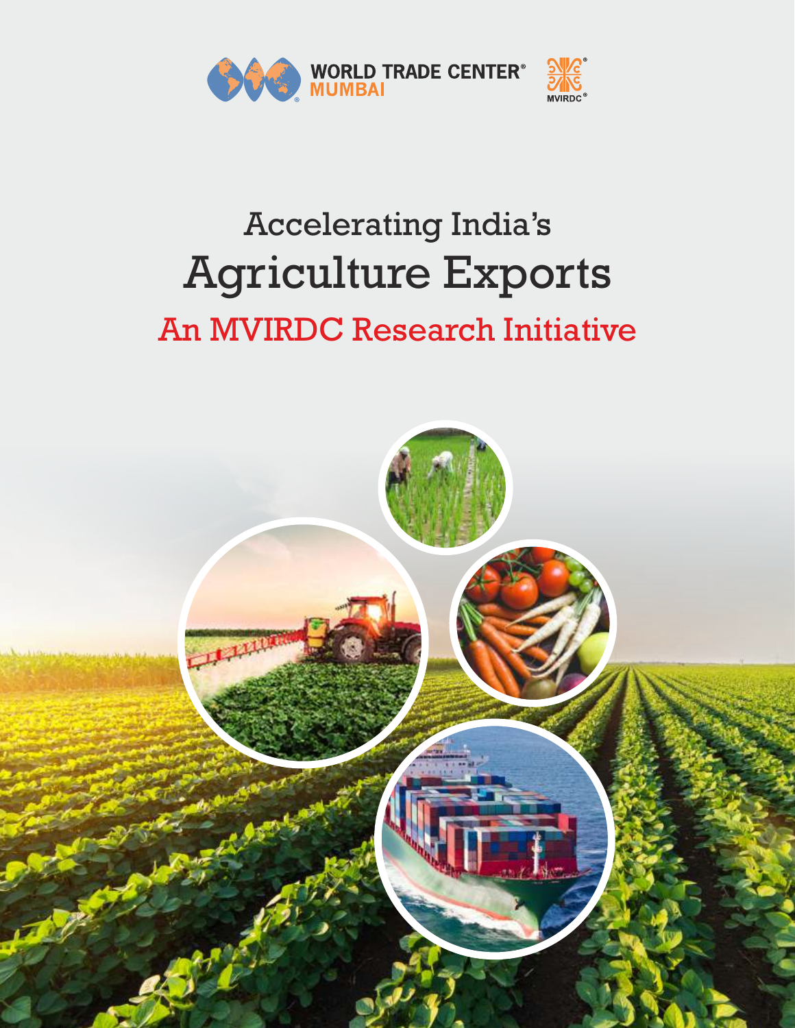WORLD TRADE CENTER® MUMBAI

MVIRDC®

# Accelerating India's Agriculture Exports

## An MVIRDC Research Initiative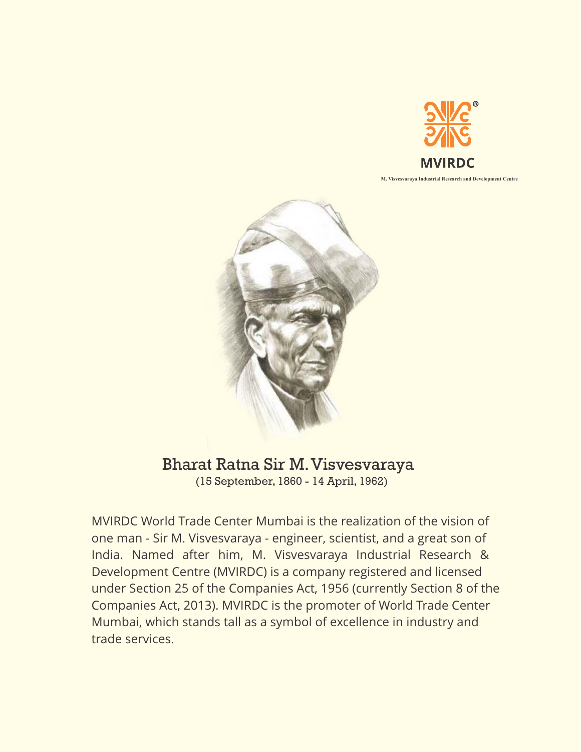MVIRDC

M. Visvesvaraya Industrial Research and Development Centre

## Bharat Ratna Sir M. Visvesvaraya

(15 September, 1860 - 14 April, 1962)

MVIRDC World Trade Center Mumbai is the realization of the vision of one man - Sir M. Visvesvaraya - engineer, scientist, and a great son of India. Named after him, M. Visvesvaraya Industrial Research & Development Centre (MVIRDC) is a company registered and licensed under Section 25 of the Companies Act, 1956 (currently Section 8 of the Companies Act, 2013). MVIRDC is the promoter of World Trade Center Mumbai, which stands tall as a symbol of excellence in industry and trade services.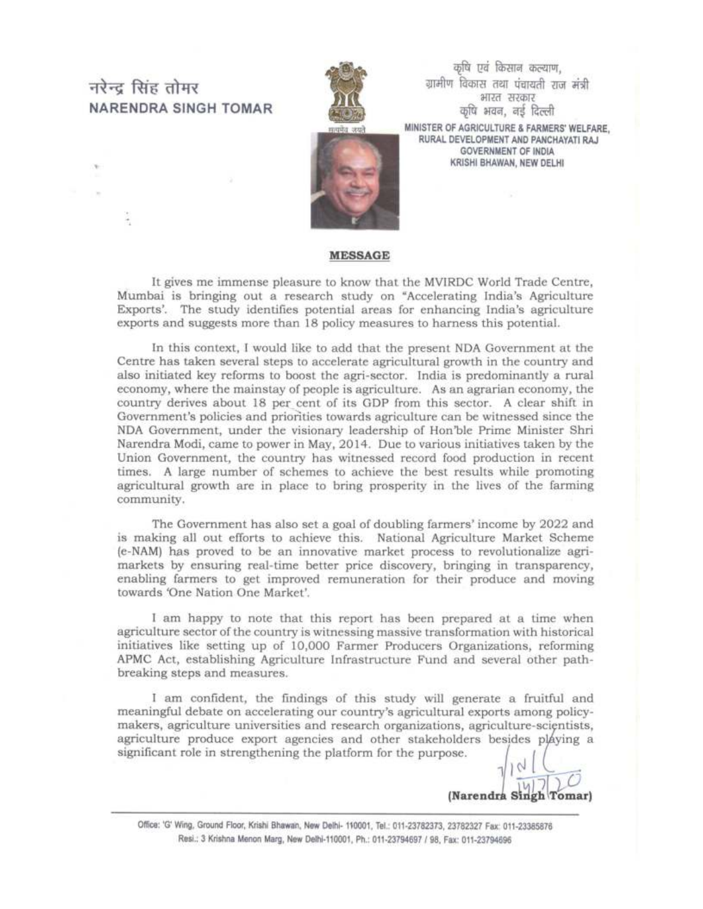नरेन्द्र सिंह तोमर
**NARENDRA SINGH TOMAR**

कृषि एवं किसान कल्याण,
ग्रामीण विकास तथा पंचायती राज मंत्री
भारत सरकार
कृषि भवन, नई दिल्ली

MINISTER OF AGRICULTURE & FARMERS' WELFARE,
RURAL DEVELOPMENT AND PANCHAYATI RAJ
GOVERNMENT OF INDIA
KRISHI BHAWAN, NEW DELHI

## MESSAGE

It gives me immense pleasure to know that the MVIRDC World Trade Centre, Mumbai is bringing out a research study on "Accelerating India's Agriculture Exports'. The study identifies potential areas for enhancing India's agriculture exports and suggests more than 18 policy measures to harness this potential.

In this context, I would like to add that the present NDA Government at the Centre has taken several steps to accelerate agricultural growth in the country and also initiated key reforms to boost the agri-sector. India is predominantly a rural economy, where the mainstay of people is agriculture. As an agrarian economy, the country derives about 18 per cent of its GDP from this sector. A clear shift in Government's policies and priorities towards agriculture can be witnessed since the NDA Government, under the visionary leadership of Hon'ble Prime Minister Shri Narendra Modi, came to power in May, 2014. Due to various initiatives taken by the Union Government, the country has witnessed record food production in recent times. A large number of schemes to achieve the best results while promoting agricultural growth are in place to bring prosperity in the lives of the farming community.

The Government has also set a goal of doubling farmers' income by 2022 and is making all out efforts to achieve this. National Agriculture Market Scheme (e-NAM) has proved to be an innovative market process to revolutionalize agri-markets by ensuring real-time better price discovery, bringing in transparency, enabling farmers to get improved remuneration for their produce and moving towards 'One Nation One Market'.

I am happy to note that this report has been prepared at a time when agriculture sector of the country is witnessing massive transformation with historical initiatives like setting up of 10,000 Farmer Producers Organizations, reforming APMC Act, establishing Agriculture Infrastructure Fund and several other path-breaking steps and measures.

I am confident, the findings of this study will generate a fruitful and meaningful debate on accelerating our country's agricultural exports among policy-makers, agriculture universities and research organizations, agriculture-scientists, agriculture produce export agencies and other stakeholders besides playing a significant role in strengthening the platform for the purpose.

14/7/20

**(Narendra Singh Tomar)**

Office: 'G' Wing, Ground Floor, Krishi Bhawan, New Delhi- 110001, Tel.: 011-23782373, 23782327 Fax: 011-23385876
Resi.: 3 Krishna Menon Marg, New Delhi-110001, Ph.: 011-23794697 / 98, Fax: 011-23794696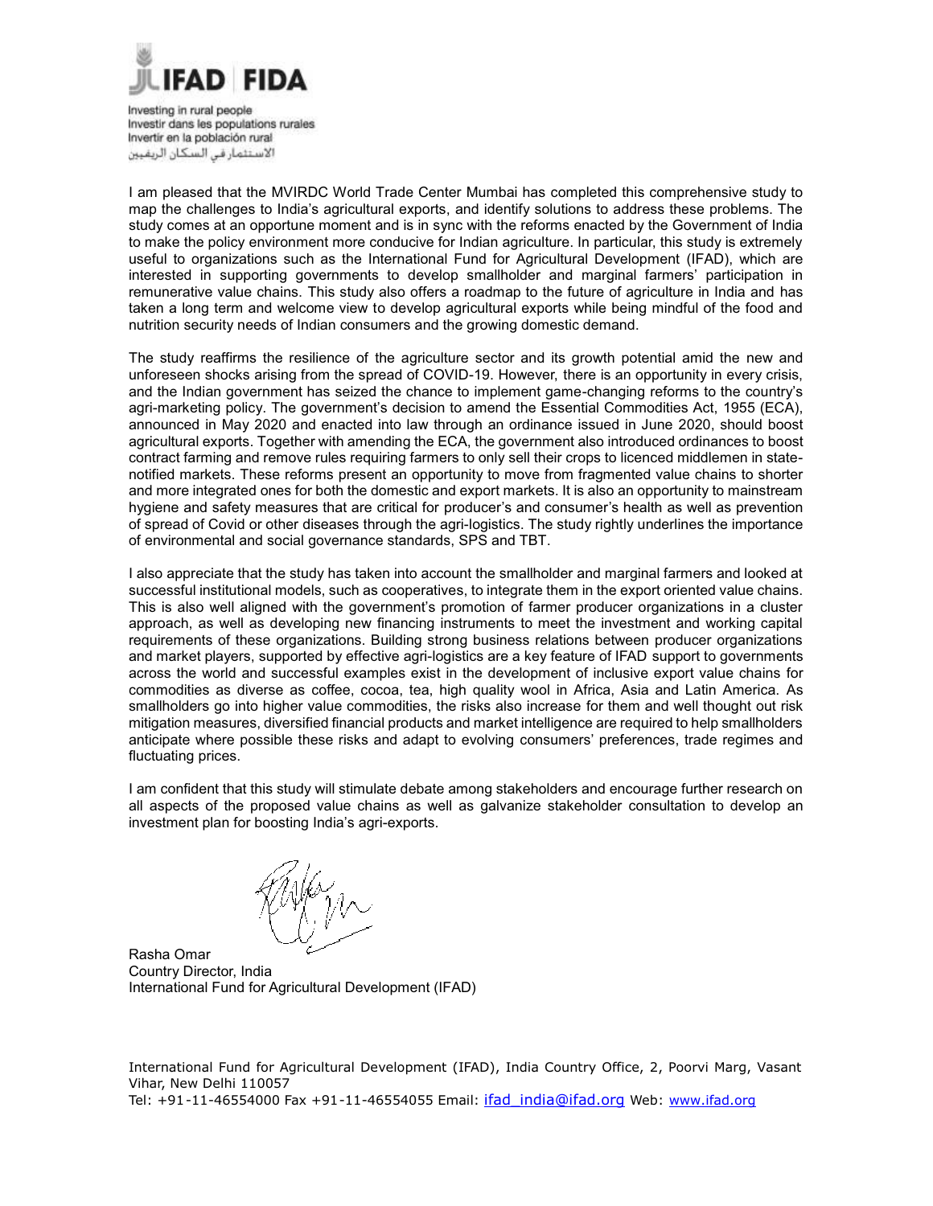IFAD | FIDA

Investing in rural people
Investir dans les populations rurales
Invertir en la población rural
الاستثمار في السكان الريفيين

I am pleased that the MVIRDC World Trade Center Mumbai has completed this comprehensive study to map the challenges to India's agricultural exports, and identify solutions to address these problems. The study comes at an opportune moment and is in sync with the reforms enacted by the Government of India to make the policy environment more conducive for Indian agriculture. In particular, this study is extremely useful to organizations such as the International Fund for Agricultural Development (IFAD), which are interested in supporting governments to develop smallholder and marginal farmers' participation in remunerative value chains. This study also offers a roadmap to the future of agriculture in India and has taken a long term and welcome view to develop agricultural exports while being mindful of the food and nutrition security needs of Indian consumers and the growing domestic demand.

The study reaffirms the resilience of the agriculture sector and its growth potential amid the new and unforeseen shocks arising from the spread of COVID-19. However, there is an opportunity in every crisis, and the Indian government has seized the chance to implement game-changing reforms to the country's agri-marketing policy. The government's decision to amend the Essential Commodities Act, 1955 (ECA), announced in May 2020 and enacted into law through an ordinance issued in June 2020, should boost agricultural exports. Together with amending the ECA, the government also introduced ordinances to boost contract farming and remove rules requiring farmers to only sell their crops to licenced middlemen in state-notified markets. These reforms present an opportunity to move from fragmented value chains to shorter and more integrated ones for both the domestic and export markets. It is also an opportunity to mainstream hygiene and safety measures that are critical for producer's and consumer's health as well as prevention of spread of Covid or other diseases through the agri-logistics. The study rightly underlines the importance of environmental and social governance standards, SPS and TBT.

I also appreciate that the study has taken into account the smallholder and marginal farmers and looked at successful institutional models, such as cooperatives, to integrate them in the export oriented value chains. This is also well aligned with the government's promotion of farmer producer organizations in a cluster approach, as well as developing new financing instruments to meet the investment and working capital requirements of these organizations. Building strong business relations between producer organizations and market players, supported by effective agri-logistics are a key feature of IFAD support to governments across the world and successful examples exist in the development of inclusive export value chains for commodities as diverse as coffee, cocoa, tea, high quality wool in Africa, Asia and Latin America. As smallholders go into higher value commodities, the risks also increase for them and well thought out risk mitigation measures, diversified financial products and market intelligence are required to help smallholders anticipate where possible these risks and adapt to evolving consumers' preferences, trade regimes and fluctuating prices.

I am confident that this study will stimulate debate among stakeholders and encourage further research on all aspects of the proposed value chains as well as galvanize stakeholder consultation to develop an investment plan for boosting India's agri-exports.

Rasha Omar
Country Director, India
International Fund for Agricultural Development (IFAD)

International Fund for Agricultural Development (IFAD), India Country Office, 2, Poorvi Marg, Vasant Vihar, New Delhi 110057
Tel: +91-11-46554000 Fax +91-11-46554055 Email: ifad_india@ifad.org Web: www.ifad.org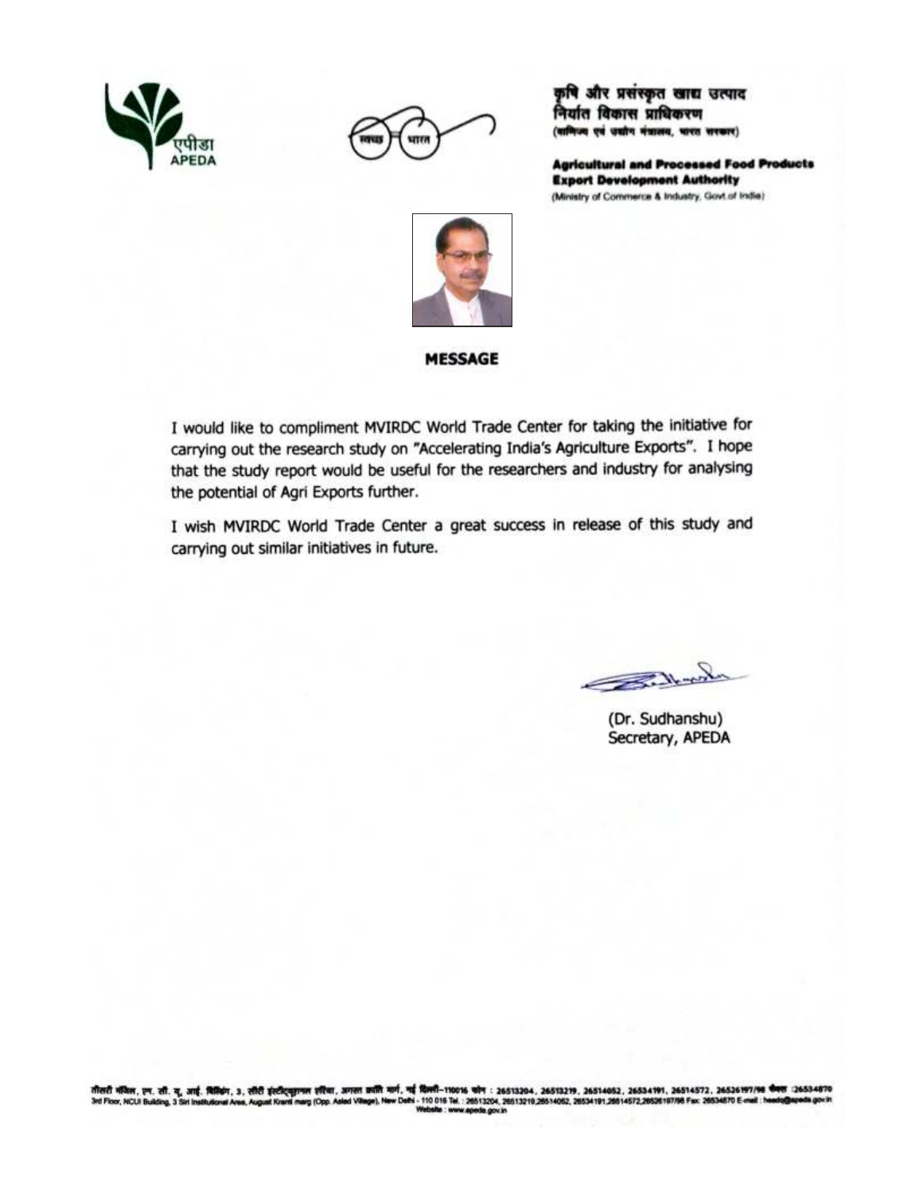कृषि और प्रसंस्कृत खाद्य उत्पाद निर्यात विकास प्राधिकरण
(वाणिज्य एवं उद्योग मंत्रालय, भारत सरकार)

**Agricultural and Processed Food Products Export Development Authority**
(Ministry of Commerce & Industry, Govt.of India)

## MESSAGE

I would like to compliment MVIRDC World Trade Center for taking the initiative for carrying out the research study on "Accelerating India's Agriculture Exports". I hope that the study report would be useful for the researchers and industry for analysing the potential of Agri Exports further.

I wish MVIRDC World Trade Center a great success in release of this study and carrying out similar initiatives in future.

(Dr. Sudhanshu)
Secretary, APEDA

तीसरी मंजिल, एन. सी. यू. आई. बिल्डिंग, 3, सीरी इंस्टीट्यूशनल एरिया, अगस्त क्रांति मार्ग, नई दिल्ली-110016 फोन : 26513204, 26513219, 26514052, 26534191, 26514572, 26526197/98 फैक्स :26534870
3rd Floor, NCUI Building, 3 Siri Institutional Area, August Kranti marg (Opp. Asiad Village), New Delhi - 110 016 Tel. : 26513204, 26513219,26514052, 26534191,26514572,26526197/98 Fax: 26534870 E-mail : headq@apeda.gov.in
Website : www.apeda.gov.in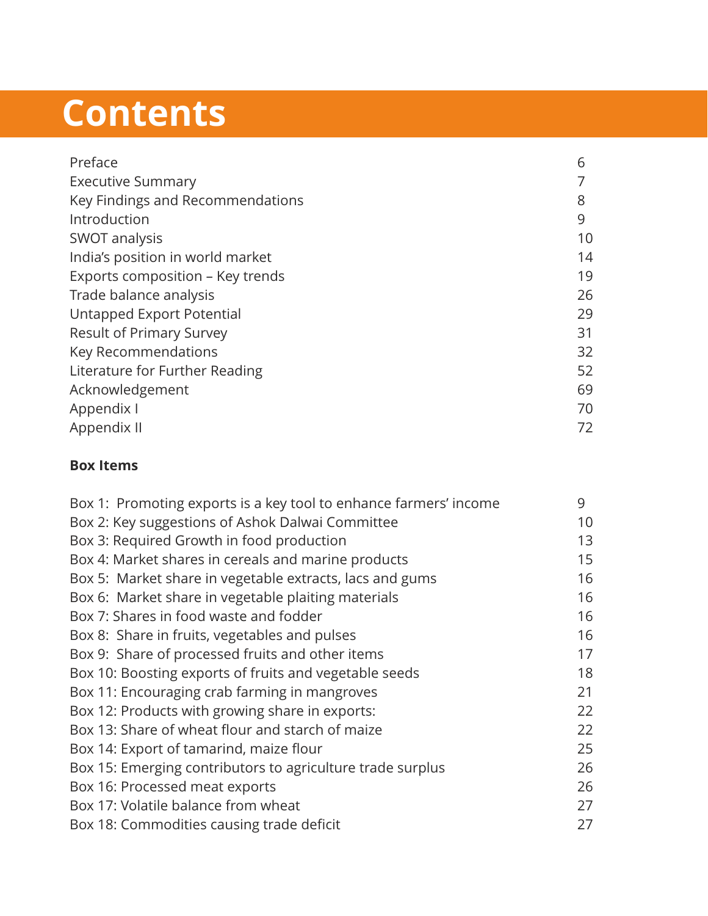# Contents

| | |
|---|---|
| Preface | 6 |
| Executive Summary | 7 |
| Key Findings and Recommendations | 8 |
| Introduction | 9 |
| SWOT analysis | 10 |
| India's position in world market | 14 |
| Exports composition – Key trends | 19 |
| Trade balance analysis | 26 |
| Untapped Export Potential | 29 |
| Result of Primary Survey | 31 |
| Key Recommendations | 32 |
| Literature for Further Reading | 52 |
| Acknowledgement | 69 |
| Appendix I | 70 |
| Appendix II | 72 |

**Box Items**

| | |
|---|---|
| Box 1: Promoting exports is a key tool to enhance farmers' income | 9 |
| Box 2: Key suggestions of Ashok Dalwai Committee | 10 |
| Box 3: Required Growth in food production | 13 |
| Box 4: Market shares in cereals and marine products | 15 |
| Box 5: Market share in vegetable extracts, lacs and gums | 16 |
| Box 6: Market share in vegetable plaiting materials | 16 |
| Box 7: Shares in food waste and fodder | 16 |
| Box 8: Share in fruits, vegetables and pulses | 16 |
| Box 9: Share of processed fruits and other items | 17 |
| Box 10: Boosting exports of fruits and vegetable seeds | 18 |
| Box 11: Encouraging crab farming in mangroves | 21 |
| Box 12: Products with growing share in exports: | 22 |
| Box 13: Share of wheat flour and starch of maize | 22 |
| Box 14: Export of tamarind, maize flour | 25 |
| Box 15: Emerging contributors to agriculture trade surplus | 26 |
| Box 16: Processed meat exports | 26 |
| Box 17: Volatile balance from wheat | 27 |
| Box 18: Commodities causing trade deficit | 27 |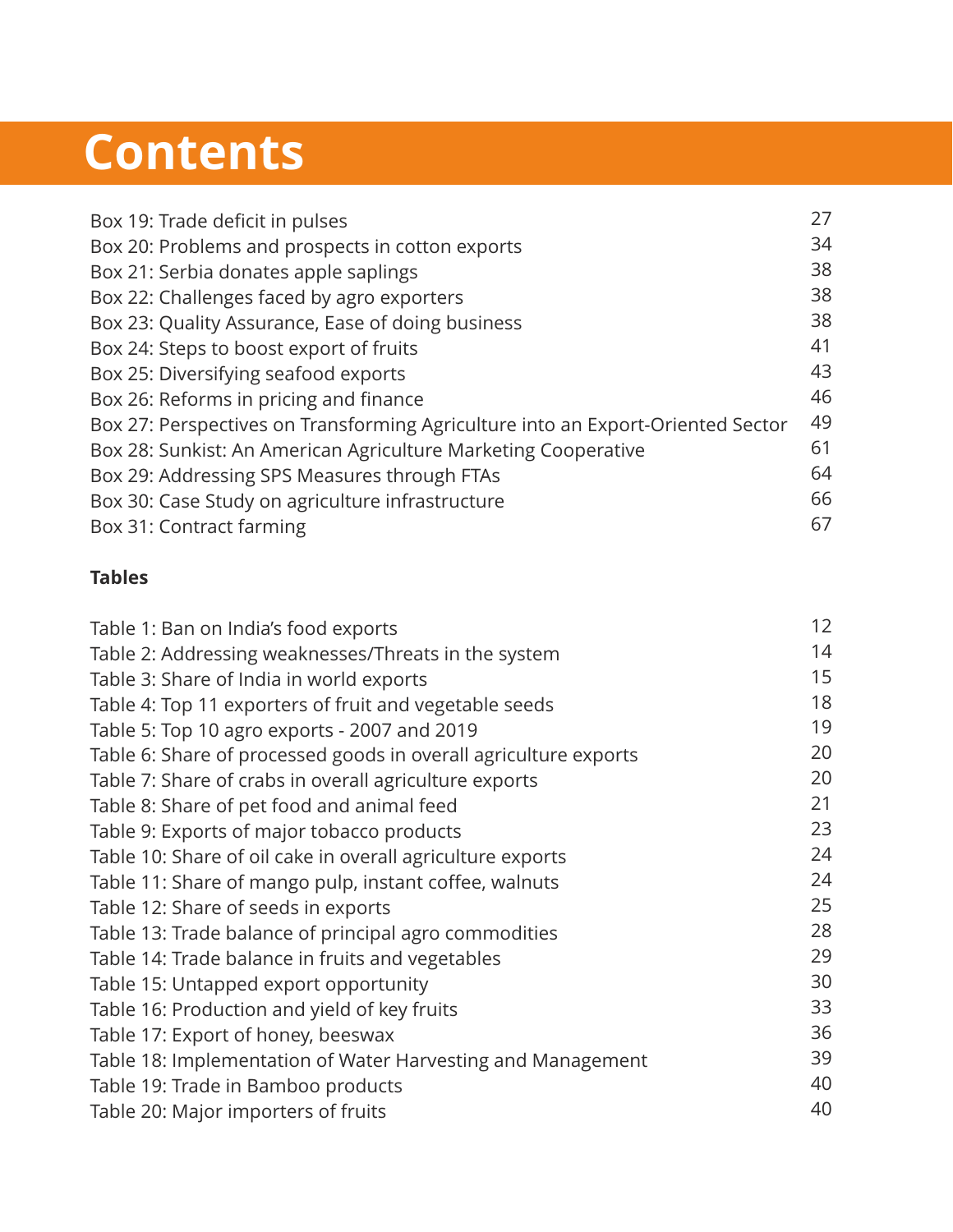# Contents

| | |
|---|---|
| Box 19: Trade deficit in pulses | 27 |
| Box 20: Problems and prospects in cotton exports | 34 |
| Box 21: Serbia donates apple saplings | 38 |
| Box 22: Challenges faced by agro exporters | 38 |
| Box 23: Quality Assurance, Ease of doing business | 38 |
| Box 24: Steps to boost export of fruits | 41 |
| Box 25: Diversifying seafood exports | 43 |
| Box 26: Reforms in pricing and finance | 46 |
| Box 27: Perspectives on Transforming Agriculture into an Export-Oriented Sector | 49 |
| Box 28: Sunkist: An American Agriculture Marketing Cooperative | 61 |
| Box 29: Addressing SPS Measures through FTAs | 64 |
| Box 30: Case Study on agriculture infrastructure | 66 |
| Box 31: Contract farming | 67 |

**Tables**

| | |
|---|---|
| Table 1: Ban on India's food exports | 12 |
| Table 2: Addressing weaknesses/Threats in the system | 14 |
| Table 3: Share of India in world exports | 15 |
| Table 4: Top 11 exporters of fruit and vegetable seeds | 18 |
| Table 5: Top 10 agro exports - 2007 and 2019 | 19 |
| Table 6: Share of processed goods in overall agriculture exports | 20 |
| Table 7: Share of crabs in overall agriculture exports | 20 |
| Table 8: Share of pet food and animal feed | 21 |
| Table 9: Exports of major tobacco products | 23 |
| Table 10: Share of oil cake in overall agriculture exports | 24 |
| Table 11: Share of mango pulp, instant coffee, walnuts | 24 |
| Table 12: Share of seeds in exports | 25 |
| Table 13: Trade balance of principal agro commodities | 28 |
| Table 14: Trade balance in fruits and vegetables | 29 |
| Table 15: Untapped export opportunity | 30 |
| Table 16: Production and yield of key fruits | 33 |
| Table 17: Export of honey, beeswax | 36 |
| Table 18: Implementation of Water Harvesting and Management | 39 |
| Table 19: Trade in Bamboo products | 40 |
| Table 20: Major importers of fruits | 40 |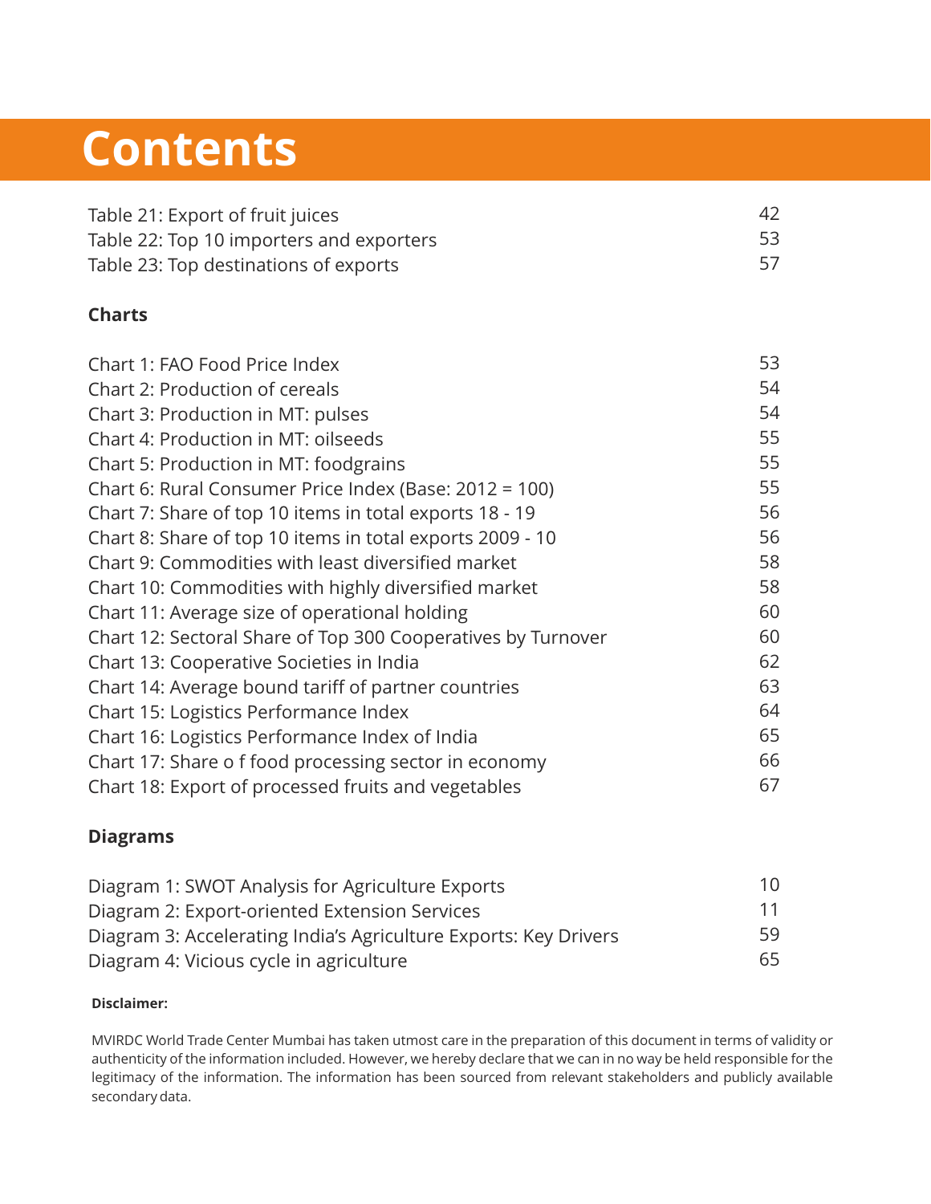# Contents

| | |
|---|---|
| Table 21: Export of fruit juices | 42 |
| Table 22: Top 10 importers and exporters | 53 |
| Table 23: Top destinations of exports | 57 |

**Charts**

| | |
|---|---|
| Chart 1: FAO Food Price Index | 53 |
| Chart 2: Production of cereals | 54 |
| Chart 3: Production in MT: pulses | 54 |
| Chart 4: Production in MT: oilseeds | 55 |
| Chart 5: Production in MT: foodgrains | 55 |
| Chart 6: Rural Consumer Price Index (Base: 2012 = 100) | 55 |
| Chart 7: Share of top 10 items in total exports 18 - 19 | 56 |
| Chart 8: Share of top 10 items in total exports 2009 - 10 | 56 |
| Chart 9: Commodities with least diversified market | 58 |
| Chart 10: Commodities with highly diversified market | 58 |
| Chart 11: Average size of operational holding | 60 |
| Chart 12: Sectoral Share of Top 300 Cooperatives by Turnover | 60 |
| Chart 13: Cooperative Societies in India | 62 |
| Chart 14: Average bound tariff of partner countries | 63 |
| Chart 15: Logistics Performance Index | 64 |
| Chart 16: Logistics Performance Index of India | 65 |
| Chart 17: Share o f food processing sector in economy | 66 |
| Chart 18: Export of processed fruits and vegetables | 67 |

**Diagrams**

| | |
|---|---|
| Diagram 1: SWOT Analysis for Agriculture Exports | 10 |
| Diagram 2: Export-oriented Extension Services | 11 |
| Diagram 3: Accelerating India's Agriculture Exports: Key Drivers | 59 |
| Diagram 4: Vicious cycle in agriculture | 65 |

**Disclaimer:**

MVIRDC World Trade Center Mumbai has taken utmost care in the preparation of this document in terms of validity or authenticity of the information included. However, we hereby declare that we can in no way be held responsible for the legitimacy of the information. The information has been sourced from relevant stakeholders and publicly available secondary data.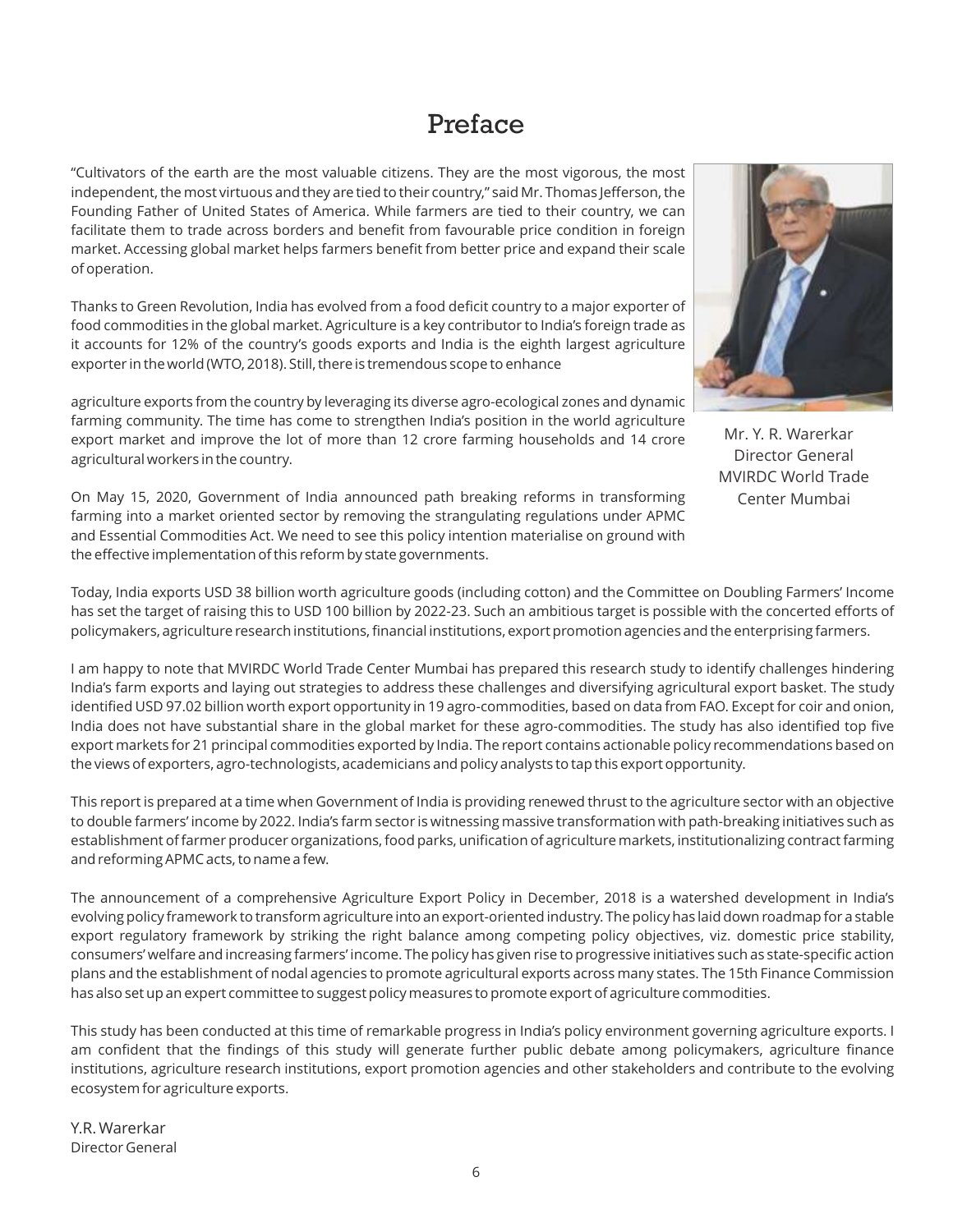# Preface

"Cultivators of the earth are the most valuable citizens. They are the most vigorous, the most independent, the most virtuous and they are tied to their country," said Mr. Thomas Jefferson, the Founding Father of United States of America. While farmers are tied to their country, we can facilitate them to trade across borders and benefit from favourable price condition in foreign market. Accessing global market helps farmers benefit from better price and expand their scale of operation.

Thanks to Green Revolution, India has evolved from a food deficit country to a major exporter of food commodities in the global market. Agriculture is a key contributor to India's foreign trade as it accounts for 12% of the country's goods exports and India is the eighth largest agriculture exporter in the world (WTO, 2018). Still, there is tremendous scope to enhance agriculture exports from the country by leveraging its diverse agro-ecological zones and dynamic farming community. The time has come to strengthen India's position in the world agriculture export market and improve the lot of more than 12 crore farming households and 14 crore agricultural workers in the country.

Mr. Y. R. Warerkar
Director General
MVIRDC World Trade Center Mumbai

On May 15, 2020, Government of India announced path breaking reforms in transforming farming into a market oriented sector by removing the strangulating regulations under APMC and Essential Commodities Act. We need to see this policy intention materialise on ground with the effective implementation of this reform by state governments.

Today, India exports USD 38 billion worth agriculture goods (including cotton) and the Committee on Doubling Farmers' Income has set the target of raising this to USD 100 billion by 2022-23. Such an ambitious target is possible with the concerted efforts of policymakers, agriculture research institutions, financial institutions, export promotion agencies and the enterprising farmers.

I am happy to note that MVIRDC World Trade Center Mumbai has prepared this research study to identify challenges hindering India's farm exports and laying out strategies to address these challenges and diversifying agricultural export basket. The study identified USD 97.02 billion worth export opportunity in 19 agro-commodities, based on data from FAO. Except for coir and onion, India does not have substantial share in the global market for these agro-commodities. The study has also identified top five export markets for 21 principal commodities exported by India. The report contains actionable policy recommendations based on the views of exporters, agro-technologists, academicians and policy analysts to tap this export opportunity.

This report is prepared at a time when Government of India is providing renewed thrust to the agriculture sector with an objective to double farmers' income by 2022. India's farm sector is witnessing massive transformation with path-breaking initiatives such as establishment of farmer producer organizations, food parks, unification of agriculture markets, institutionalizing contract farming and reforming APMC acts, to name a few.

The announcement of a comprehensive Agriculture Export Policy in December, 2018 is a watershed development in India's evolving policy framework to transform agriculture into an export-oriented industry. The policy has laid down roadmap for a stable export regulatory framework by striking the right balance among competing policy objectives, viz. domestic price stability, consumers' welfare and increasing farmers' income. The policy has given rise to progressive initiatives such as state-specific action plans and the establishment of nodal agencies to promote agricultural exports across many states. The 15th Finance Commission has also set up an expert committee to suggest policy measures to promote export of agriculture commodities.

This study has been conducted at this time of remarkable progress in India's policy environment governing agriculture exports. I am confident that the findings of this study will generate further public debate among policymakers, agriculture finance institutions, agriculture research institutions, export promotion agencies and other stakeholders and contribute to the evolving ecosystem for agriculture exports.

Y.R. Warerkar
Director General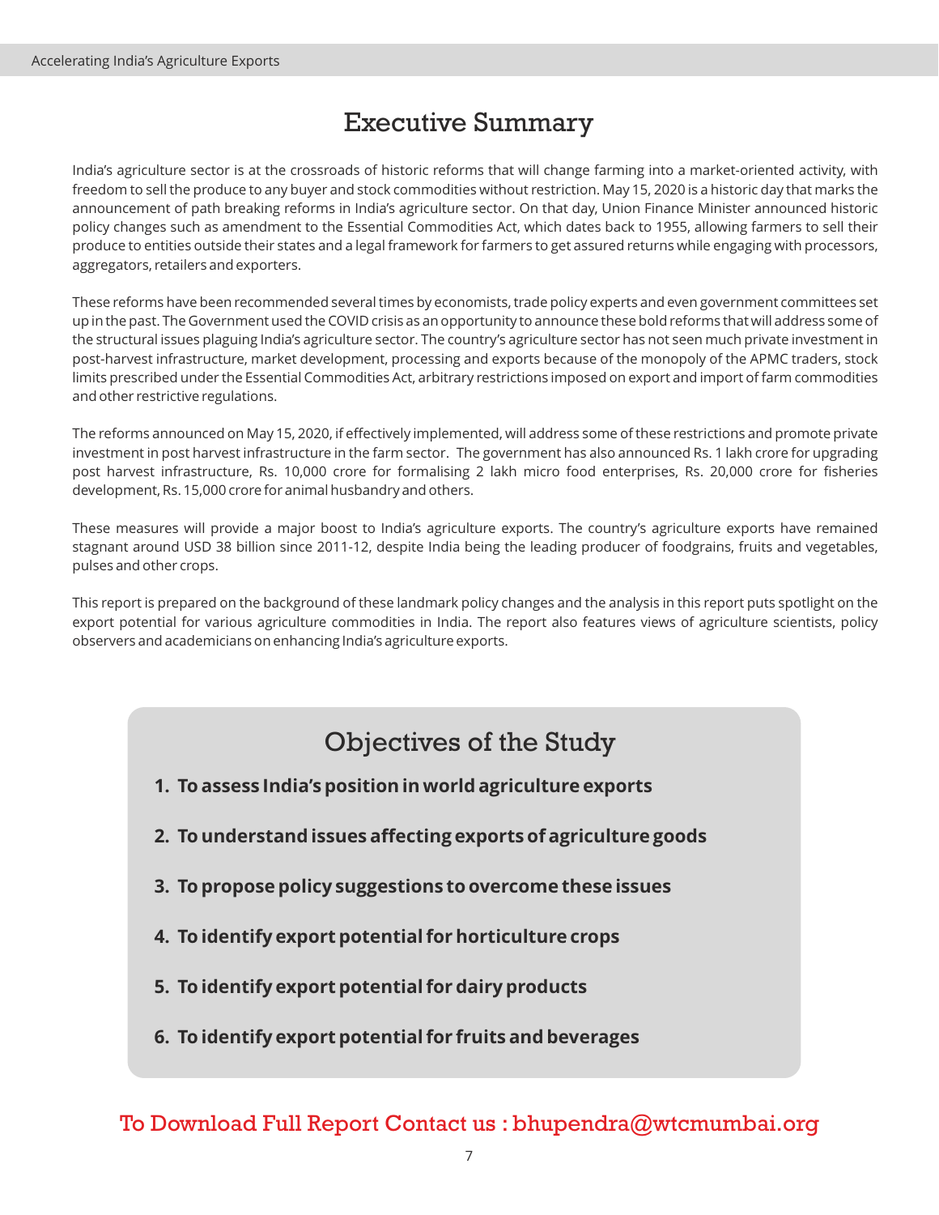# Executive Summary

India's agriculture sector is at the crossroads of historic reforms that will change farming into a market-oriented activity, with freedom to sell the produce to any buyer and stock commodities without restriction. May 15, 2020 is a historic day that marks the announcement of path breaking reforms in India's agriculture sector. On that day, Union Finance Minister announced historic policy changes such as amendment to the Essential Commodities Act, which dates back to 1955, allowing farmers to sell their produce to entities outside their states and a legal framework for farmers to get assured returns while engaging with processors, aggregators, retailers and exporters.

These reforms have been recommended several times by economists, trade policy experts and even government committees set up in the past. The Government used the COVID crisis as an opportunity to announce these bold reforms that will address some of the structural issues plaguing India's agriculture sector. The country's agriculture sector has not seen much private investment in post-harvest infrastructure, market development, processing and exports because of the monopoly of the APMC traders, stock limits prescribed under the Essential Commodities Act, arbitrary restrictions imposed on export and import of farm commodities and other restrictive regulations.

The reforms announced on May 15, 2020, if effectively implemented, will address some of these restrictions and promote private investment in post harvest infrastructure in the farm sector. The government has also announced Rs. 1 lakh crore for upgrading post harvest infrastructure, Rs. 10,000 crore for formalising 2 lakh micro food enterprises, Rs. 20,000 crore for fisheries development, Rs. 15,000 crore for animal husbandry and others.

These measures will provide a major boost to India's agriculture exports. The country's agriculture exports have remained stagnant around USD 38 billion since 2011-12, despite India being the leading producer of foodgrains, fruits and vegetables, pulses and other crops.

This report is prepared on the background of these landmark policy changes and the analysis in this report puts spotlight on the export potential for various agriculture commodities in India. The report also features views of agriculture scientists, policy observers and academicians on enhancing India's agriculture exports.

## Objectives of the Study

1. **To assess India's position in world agriculture exports**
2. **To understand issues affecting exports of agriculture goods**
3. **To propose policy suggestions to overcome these issues**
4. **To identify export potential for horticulture crops**
5. **To identify export potential for dairy products**
6. **To identify export potential for fruits and beverages**

To Download Full Report Contact us : bhupendra@wtcmumbai.org